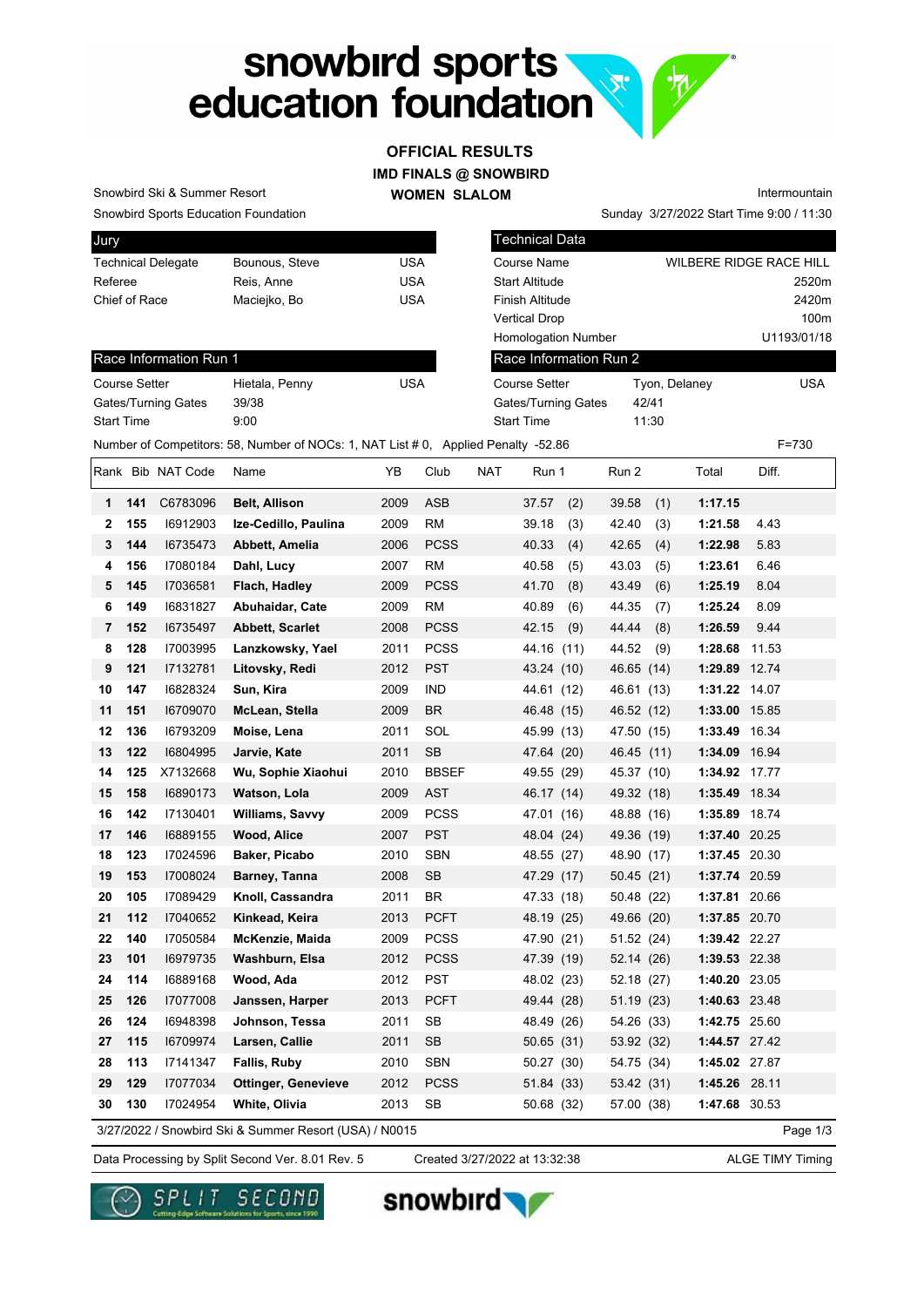# snowbird sports education foundation

## OFFICIAL RESULTS

### IMD FINALS @ SNOWBIRD

### WOMEN SLALOM

Snowbird Ski & Summer Resort

Snowbird Sports Education Foundation

Intermountain

Sunday 3/27/2022 Start Time 9:00 / 11:30

| Jury | | |
|---|---|---|
| Technical Delegate | Bounous, Steve | USA |
| Referee | Reis, Anne | USA |
| Chief of Race | Maciejko, Bo | USA |

| Technical Data | |
|---|---|
| Course Name | WILBERE RIDGE RACE HILL |
| Start Altitude | 2520m |
| Finish Altitude | 2420m |
| Vertical Drop | 100m |
| Homologation Number | U1193/01/18 |

| Race Information Run 1 | | |
|---|---|---|
| Course Setter | Hietala, Penny | USA |
| Gates/Turning Gates | 39/38 | |
| Start Time | 9:00 | |

| Race Information Run 2 | | |
|---|---|---|
| Course Setter | Tyon, Delaney | USA |
| Gates/Turning Gates | 42/41 | |
| Start Time | 11:30 | |

Number of Competitors: 58, Number of NOCs: 1, NAT List # 0, Applied Penalty -52.86 F=730

| Rank | Bib | NAT Code | Name | YB | Club | NAT | Run 1 | | Run 2 | | Total | Diff. |
|---|---|---|---|---|---|---|---|---|---|---|---|---|
| 1 | 141 | C6783096 | Belt, Allison | 2009 | ASB | | 37.57 | (2) | 39.58 | (1) | 1:17.15 | |
| 2 | 155 | I6912903 | Ize-Cedillo, Paulina | 2009 | RM | | 39.18 | (3) | 42.40 | (3) | 1:21.58 | 4.43 |
| 3 | 144 | I6735473 | Abbett, Amelia | 2006 | PCSS | | 40.33 | (4) | 42.65 | (4) | 1:22.98 | 5.83 |
| 4 | 156 | I7080184 | Dahl, Lucy | 2007 | RM | | 40.58 | (5) | 43.03 | (5) | 1:23.61 | 6.46 |
| 5 | 145 | I7036581 | Flach, Hadley | 2009 | PCSS | | 41.70 | (8) | 43.49 | (6) | 1:25.19 | 8.04 |
| 6 | 149 | I6831827 | Abuhaidar, Cate | 2009 | RM | | 40.89 | (6) | 44.35 | (7) | 1:25.24 | 8.09 |
| 7 | 152 | I6735497 | Abbett, Scarlet | 2008 | PCSS | | 42.15 | (9) | 44.44 | (8) | 1:26.59 | 9.44 |
| 8 | 128 | I7003995 | Lanzkowsky, Yael | 2011 | PCSS | | 44.16 | (11) | 44.52 | (9) | 1:28.68 | 11.53 |
| 9 | 121 | I7132781 | Litovsky, Redi | 2012 | PST | | 43.24 | (10) | 46.65 | (14) | 1:29.89 | 12.74 |
| 10 | 147 | I6828324 | Sun, Kira | 2009 | IND | | 44.61 | (12) | 46.61 | (13) | 1:31.22 | 14.07 |
| 11 | 151 | I6709070 | McLean, Stella | 2009 | BR | | 46.48 | (15) | 46.52 | (12) | 1:33.00 | 15.85 |
| 12 | 136 | I6793209 | Moise, Lena | 2011 | SOL | | 45.99 | (13) | 47.50 | (15) | 1:33.49 | 16.34 |
| 13 | 122 | I6804995 | Jarvie, Kate | 2011 | SB | | 47.64 | (20) | 46.45 | (11) | 1:34.09 | 16.94 |
| 14 | 125 | X7132668 | Wu, Sophie Xiaohui | 2010 | BBSEF | | 49.55 | (29) | 45.37 | (10) | 1:34.92 | 17.77 |
| 15 | 158 | I6890173 | Watson, Lola | 2009 | AST | | 46.17 | (14) | 49.32 | (18) | 1:35.49 | 18.34 |
| 16 | 142 | I7130401 | Williams, Savvy | 2009 | PCSS | | 47.01 | (16) | 48.88 | (16) | 1:35.89 | 18.74 |
| 17 | 146 | I6889155 | Wood, Alice | 2007 | PST | | 48.04 | (24) | 49.36 | (19) | 1:37.40 | 20.25 |
| 18 | 123 | I7024596 | Baker, Picabo | 2010 | SBN | | 48.55 | (27) | 48.90 | (17) | 1:37.45 | 20.30 |
| 19 | 153 | I7008024 | Barney, Tanna | 2008 | SB | | 47.29 | (17) | 50.45 | (21) | 1:37.74 | 20.59 |
| 20 | 105 | I7089429 | Knoll, Cassandra | 2011 | BR | | 47.33 | (18) | 50.48 | (22) | 1:37.81 | 20.66 |
| 21 | 112 | I7040652 | Kinkead, Keira | 2013 | PCFT | | 48.19 | (25) | 49.66 | (20) | 1:37.85 | 20.70 |
| 22 | 140 | I7050584 | McKenzie, Maida | 2009 | PCSS | | 47.90 | (21) | 51.52 | (24) | 1:39.42 | 22.27 |
| 23 | 101 | I6979735 | Washburn, Elsa | 2012 | PCSS | | 47.39 | (19) | 52.14 | (26) | 1:39.53 | 22.38 |
| 24 | 114 | I6889168 | Wood, Ada | 2012 | PST | | 48.02 | (23) | 52.18 | (27) | 1:40.20 | 23.05 |
| 25 | 126 | I7077008 | Janssen, Harper | 2013 | PCFT | | 49.44 | (28) | 51.19 | (23) | 1:40.63 | 23.48 |
| 26 | 124 | I6948398 | Johnson, Tessa | 2011 | SB | | 48.49 | (26) | 54.26 | (33) | 1:42.75 | 25.60 |
| 27 | 115 | I6709974 | Larsen, Callie | 2011 | SB | | 50.65 | (31) | 53.92 | (32) | 1:44.57 | 27.42 |
| 28 | 113 | I7141347 | Fallis, Ruby | 2010 | SBN | | 50.27 | (30) | 54.75 | (34) | 1:45.02 | 27.87 |
| 29 | 129 | I7077034 | Ottinger, Genevieve | 2012 | PCSS | | 51.84 | (33) | 53.42 | (31) | 1:45.26 | 28.11 |
| 30 | 130 | I7024954 | White, Olivia | 2013 | SB | | 50.68 | (32) | 57.00 | (38) | 1:47.68 | 30.53 |

3/27/2022 / Snowbird Ski & Summer Resort (USA) / N0015

Data Processing by Split Second Ver. 8.01 Rev. 5 Created 3/27/2022 at 13:32:38 ALGE TIMY Timing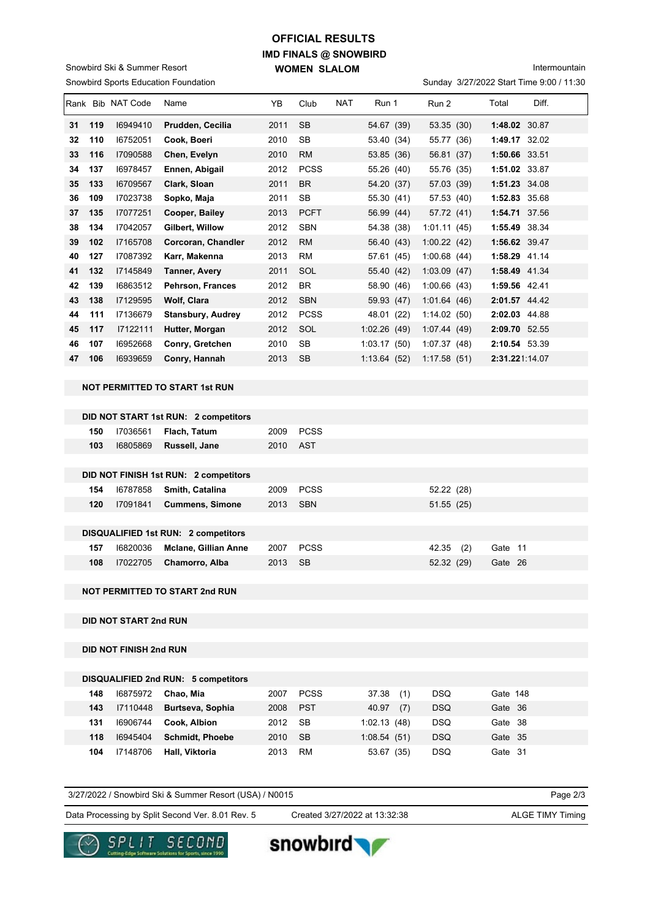# OFFICIAL RESULTS
## IMD FINALS @ SNOWBIRD
### WOMEN SLALOM

Snowbird Ski & Summer Resort
Snowbird Sports Education Foundation

Intermountain
Sunday 3/27/2022 Start Time 9:00 / 11:30

| Rank | Bib | NAT Code | Name | YB | Club | NAT | Run 1 | Run 2 | Total | Diff. |
|---|---|---|---|---|---|---|---|---|---|---|
| **31** | **119** | I6949410 | **Prudden, Cecilia** | 2011 | SB | | 54.67 (39) | 53.35 (30) | **1:48.02** | 30.87 |
| **32** | **110** | I6752051 | **Cook, Boeri** | 2010 | SB | | 53.40 (34) | 55.77 (36) | **1:49.17** | 32.02 |
| **33** | **116** | I7090588 | **Chen, Evelyn** | 2010 | RM | | 53.85 (36) | 56.81 (37) | **1:50.66** | 33.51 |
| **34** | **137** | I6978457 | **Ennen, Abigail** | 2012 | PCSS | | 55.26 (40) | 55.76 (35) | **1:51.02** | 33.87 |
| **35** | **133** | I6709567 | **Clark, Sloan** | 2011 | BR | | 54.20 (37) | 57.03 (39) | **1:51.23** | 34.08 |
| **36** | **109** | I7023738 | **Sopko, Maja** | 2011 | SB | | 55.30 (41) | 57.53 (40) | **1:52.83** | 35.68 |
| **37** | **135** | I7077251 | **Cooper, Bailey** | 2013 | PCFT | | 56.99 (44) | 57.72 (41) | **1:54.71** | 37.56 |
| **38** | **134** | I7042057 | **Gilbert, Willow** | 2012 | SBN | | 54.38 (38) | 1:01.11 (45) | **1:55.49** | 38.34 |
| **39** | **102** | I7165708 | **Corcoran, Chandler** | 2012 | RM | | 56.40 (43) | 1:00.22 (42) | **1:56.62** | 39.47 |
| **40** | **127** | I7087392 | **Karr, Makenna** | 2013 | RM | | 57.61 (45) | 1:00.68 (44) | **1:58.29** | 41.14 |
| **41** | **132** | I7145849 | **Tanner, Avery** | 2011 | SOL | | 55.40 (42) | 1:03.09 (47) | **1:58.49** | 41.34 |
| **42** | **139** | I6863512 | **Pehrson, Frances** | 2012 | BR | | 58.90 (46) | 1:00.66 (43) | **1:59.56** | 42.41 |
| **43** | **138** | I7129595 | **Wolf, Clara** | 2012 | SBN | | 59.93 (47) | 1:01.64 (46) | **2:01.57** | 44.42 |
| **44** | **111** | I7136679 | **Stansbury, Audrey** | 2012 | PCSS | | 48.01 (22) | 1:14.02 (50) | **2:02.03** | 44.88 |
| **45** | **117** | I7122111 | **Hutter, Morgan** | 2012 | SOL | | 1:02.26 (49) | 1:07.44 (49) | **2:09.70** | 52.55 |
| **46** | **107** | I6952668 | **Conry, Gretchen** | 2010 | SB | | 1:03.17 (50) | 1:07.37 (48) | **2:10.54** | 53.39 |
| **47** | **106** | I6939659 | **Conry, Hannah** | 2013 | SB | | 1:13.64 (52) | 1:17.58 (51) | **2:31.22** | 1:14.07 |

**NOT PERMITTED TO START 1st RUN**

**DID NOT START 1st RUN: 2 competitors**

| Bib | NAT Code | Name | YB | Club |
|---|---|---|---|---|
| **150** | I7036561 | **Flach, Tatum** | 2009 | PCSS |
| **103** | I6805869 | **Russell, Jane** | 2010 | AST |

**DID NOT FINISH 1st RUN: 2 competitors**

| Bib | NAT Code | Name | YB | Club | Run 2 |
|---|---|---|---|---|---|
| **154** | I6787858 | **Smith, Catalina** | 2009 | PCSS | 52.22 (28) |
| **120** | I7091841 | **Cummens, Simone** | 2013 | SBN | 51.55 (25) |

**DISQUALIFIED 1st RUN: 2 competitors**

| Bib | NAT Code | Name | YB | Club | Run 2 | |
|---|---|---|---|---|---|---|
| **157** | I6820036 | **Mclane, Gillian Anne** | 2007 | PCSS | 42.35 (2) | Gate 11 |
| **108** | I7022705 | **Chamorro, Alba** | 2013 | SB | 52.32 (29) | Gate 26 |

**NOT PERMITTED TO START 2nd RUN**

**DID NOT START 2nd RUN**

**DID NOT FINISH 2nd RUN**

**DISQUALIFIED 2nd RUN: 5 competitors**

| Bib | NAT Code | Name | YB | Club | Run 1 | Run 2 | |
|---|---|---|---|---|---|---|---|
| **148** | I6875972 | **Chao, Mia** | 2007 | PCSS | 37.38 (1) | DSQ | Gate 148 |
| **143** | I7110448 | **Burtseva, Sophia** | 2008 | PST | 40.97 (7) | DSQ | Gate 36 |
| **131** | I6906744 | **Cook, Albion** | 2012 | SB | 1:02.13 (48) | DSQ | Gate 38 |
| **118** | I6945404 | **Schmidt, Phoebe** | 2010 | SB | 1:08.54 (51) | DSQ | Gate 35 |
| **104** | I7148706 | **Hall, Viktoria** | 2013 | RM | 53.67 (35) | DSQ | Gate 31 |

3/27/2022 / Snowbird Ski & Summer Resort (USA) / N0015

Data Processing by Split Second Ver. 8.01 Rev. 5 — Created 3/27/2022 at 13:32:38 — ALGE TIMY Timing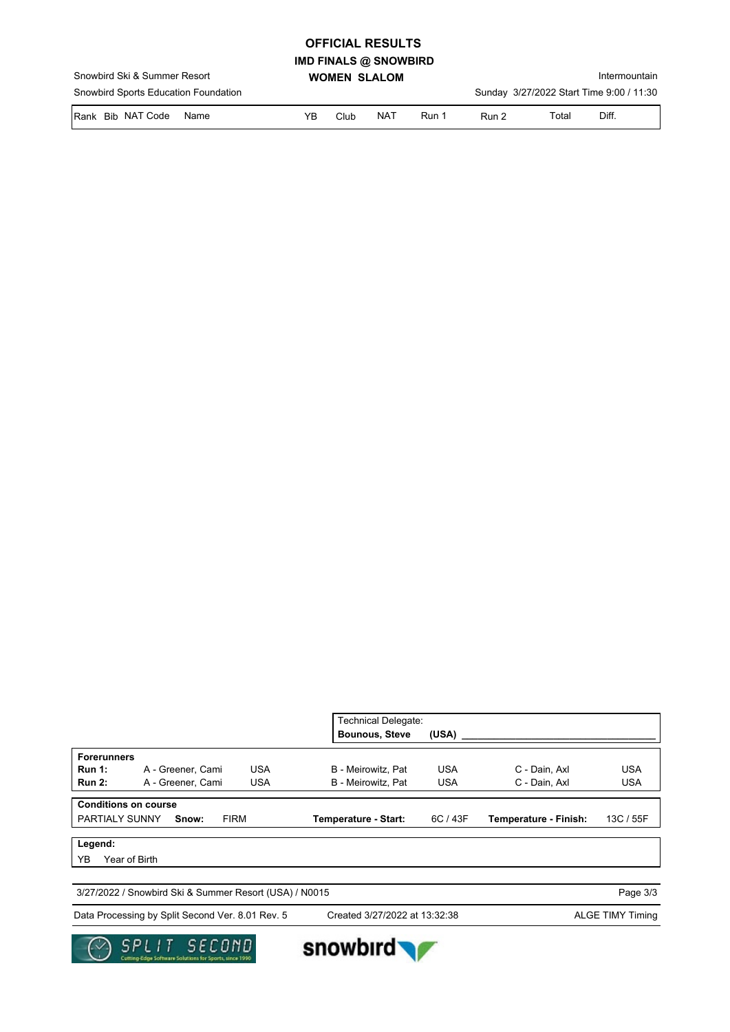# OFFICIAL RESULTS

## IMD FINALS @ SNOWBIRD

### WOMEN SLALOM

Snowbird Ski & Summer Resort
Snowbird Sports Education Foundation

Intermountain
Sunday 3/27/2022 Start Time 9:00 / 11:30

| Rank | Bib | NAT Code | Name | YB | Club | NAT | Run 1 | Run 2 | Total | Diff. |
|---|---|---|---|---|---|---|---|---|---|---|

Technical Delegate:
**Bounous, Steve** **(USA)**

| **Forerunners** | | | | | | |
|---|---|---|---|---|---|---|
| **Run 1:** | A - Greener, Cami | USA | B - Meirowitz, Pat | USA | C - Dain, Axl | USA |
| **Run 2:** | A - Greener, Cami | USA | B - Meirowitz, Pat | USA | C - Dain, Axl | USA |

| **Conditions on course** | | | | | | |
|---|---|---|---|---|---|---|
| PARTIALLY SUNNY | **Snow:** | FIRM | **Temperature - Start:** | 6C / 43F | **Temperature - Finish:** | 13C / 55F |

**Legend:**
YB Year of Birth

3/27/2022 / Snowbird Ski & Summer Resort (USA) / N0015

Data Processing by Split Second Ver. 8.01 Rev. 5 | Created 3/27/2022 at 13:32:38 | ALGE TIMY Timing